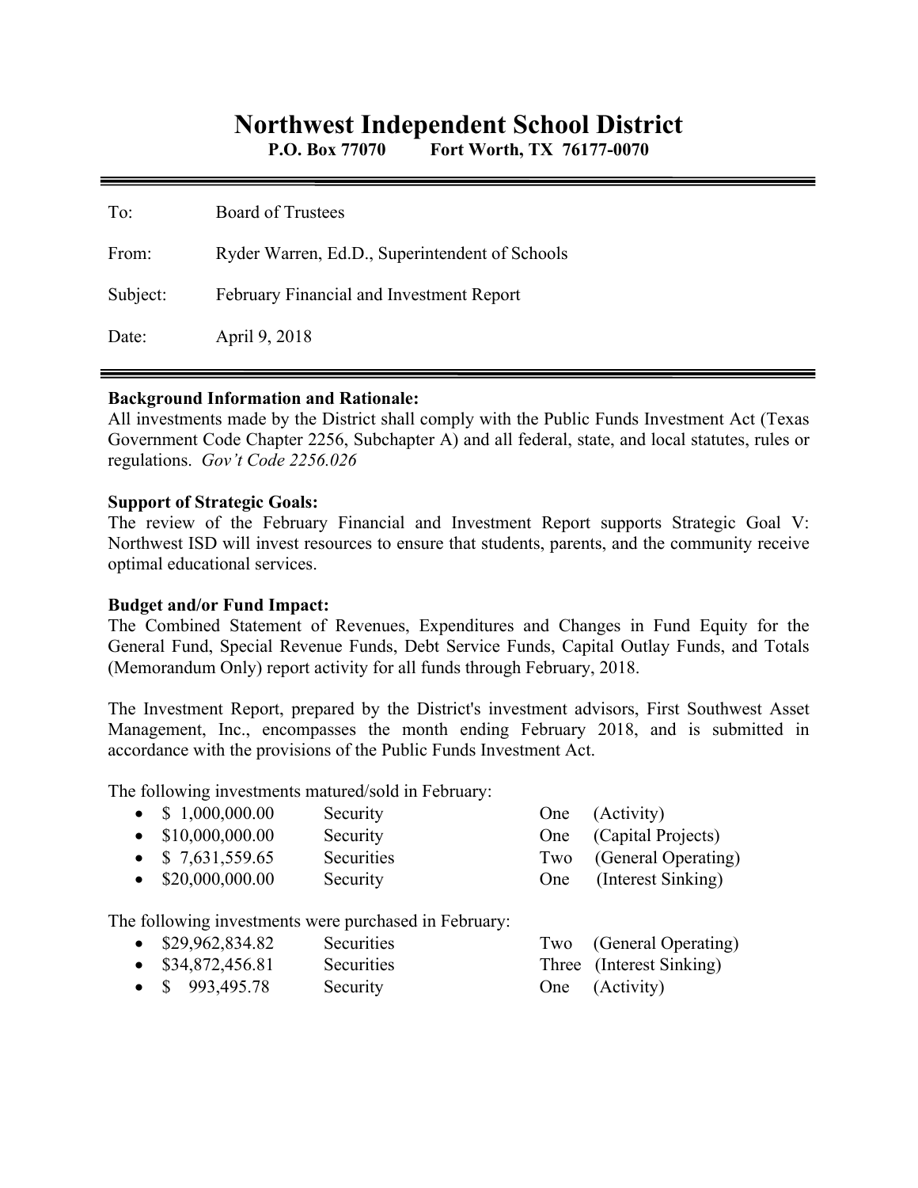# Northwest Independent School District

**P.O. Box 77070 Fort Worth, TX 76177-0070**

---

To: Board of Trustees

From: Ryder Warren, Ed.D., Superintendent of Schools

Subject: February Financial and Investment Report

Date: April 9, 2018

---

**Background Information and Rationale:**
All investments made by the District shall comply with the Public Funds Investment Act (Texas Government Code Chapter 2256, Subchapter A) and all federal, state, and local statutes, rules or regulations. *Gov't Code 2256.026*

**Support of Strategic Goals:**
The review of the February Financial and Investment Report supports Strategic Goal V: Northwest ISD will invest resources to ensure that students, parents, and the community receive optimal educational services.

**Budget and/or Fund Impact:**
The Combined Statement of Revenues, Expenditures and Changes in Fund Equity for the General Fund, Special Revenue Funds, Debt Service Funds, Capital Outlay Funds, and Totals (Memorandum Only) report activity for all funds through February, 2018.

The Investment Report, prepared by the District's investment advisors, First Southwest Asset Management, Inc., encompasses the month ending February 2018, and is submitted in accordance with the provisions of the Public Funds Investment Act.

The following investments matured/sold in February:

- $ 1,000,000.00 Security One (Activity)
- $10,000,000.00 Security One (Capital Projects)
- $ 7,631,559.65 Securities Two (General Operating)
- $20,000,000.00 Security One (Interest Sinking)

The following investments were purchased in February:

- $29,962,834.82 Securities Two (General Operating)
- $34,872,456.81 Securities Three (Interest Sinking)
- $ 993,495.78 Security One (Activity)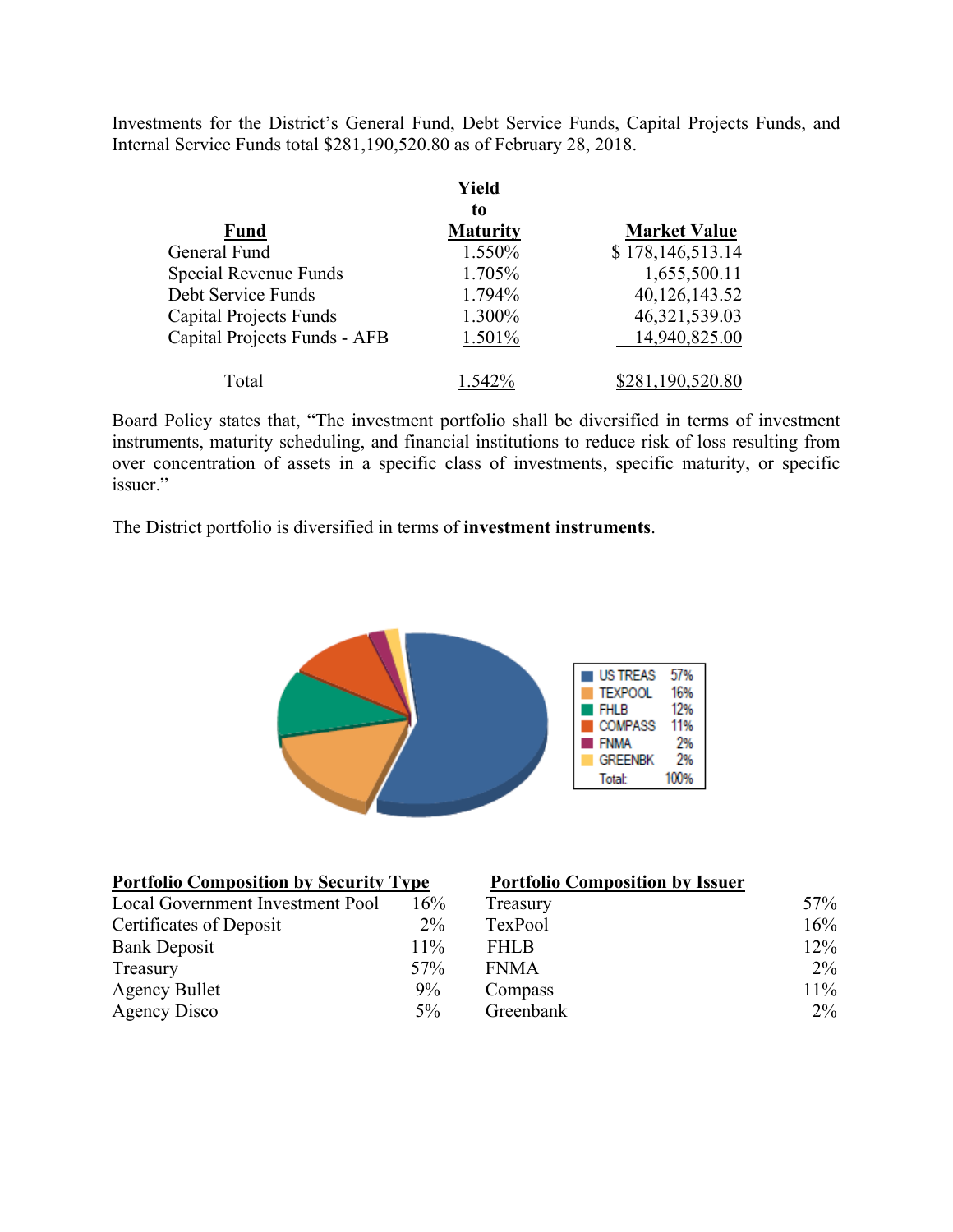Investments for the District's General Fund, Debt Service Funds, Capital Projects Funds, and Internal Service Funds total $281,190,520.80 as of February 28, 2018.

| Fund | Yield to Maturity | Market Value |
|---|---|---|
| General Fund | 1.550% | $ 178,146,513.14 |
| Special Revenue Funds | 1.705% | 1,655,500.11 |
| Debt Service Funds | 1.794% | 40,126,143.52 |
| Capital Projects Funds | 1.300% | 46,321,539.03 |
| Capital Projects Funds - AFB | 1.501% | 14,940,825.00 |
| Total | 1.542% | $281,190,520.80 |

Board Policy states that, "The investment portfolio shall be diversified in terms of investment instruments, maturity scheduling, and financial institutions to reduce risk of loss resulting from over concentration of assets in a specific class of investments, specific maturity, or specific issuer."

The District portfolio is diversified in terms of **investment instruments**.

| | |
|---|---|
| US TREAS | 57% |
| TEXPOOL | 16% |
| FHLB | 12% |
| COMPASS | 11% |
| FNMA | 2% |
| GREENBK | 2% |
| Total: | 100% |

| Portfolio Composition by Security Type | |
|---|---|
| Local Government Investment Pool | 16% |
| Certificates of Deposit | 2% |
| Bank Deposit | 11% |
| Treasury | 57% |
| Agency Bullet | 9% |
| Agency Disco | 5% |

| Portfolio Composition by Issuer | |
|---|---|
| Treasury | 57% |
| TexPool | 16% |
| FHLB | 12% |
| FNMA | 2% |
| Compass | 11% |
| Greenbank | 2% |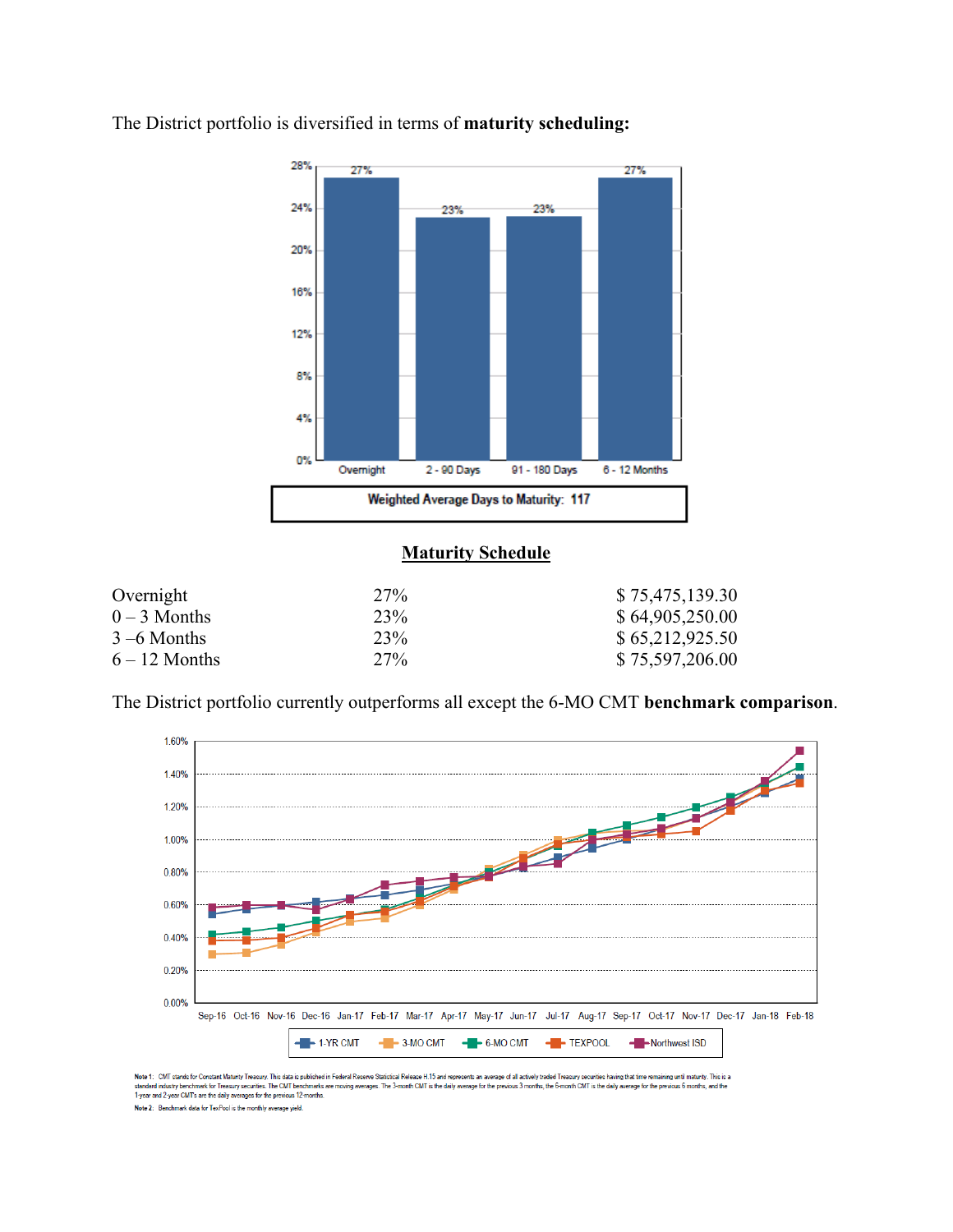The District portfolio is diversified in terms of **maturity scheduling:**

Weighted Average Days to Maturity: 117

**Maturity Schedule**

| | | |
|---|---|---|
| Overnight | 27% | $ 75,475,139.30 |
| 0 – 3 Months | 23% | $ 64,905,250.00 |
| 3 –6 Months | 23% | $ 65,212,925.50 |
| 6 – 12 Months | 27% | $ 75,597,206.00 |

The District portfolio currently outperforms all except the 6-MO CMT **benchmark comparison**.

Note 1: CMT stands for Constant Maturity Treasury. This data is published in Federal Reserve Statistical Release H.15 and represents an average of all actively traded Treasury securities having that time remaining until maturity. This is a standard industry benchmark for Treasury securities. The CMT benchmarks are moving averages. The 3-month CMT is the daily average for the previous 3 months, the 6-month CMT is the daily average for the previous 6 months, and the 1-year and 2-year CMTs are the daily averages for the previous 12-months.

Note 2: Benchmark data for TexPool is the monthly average yield.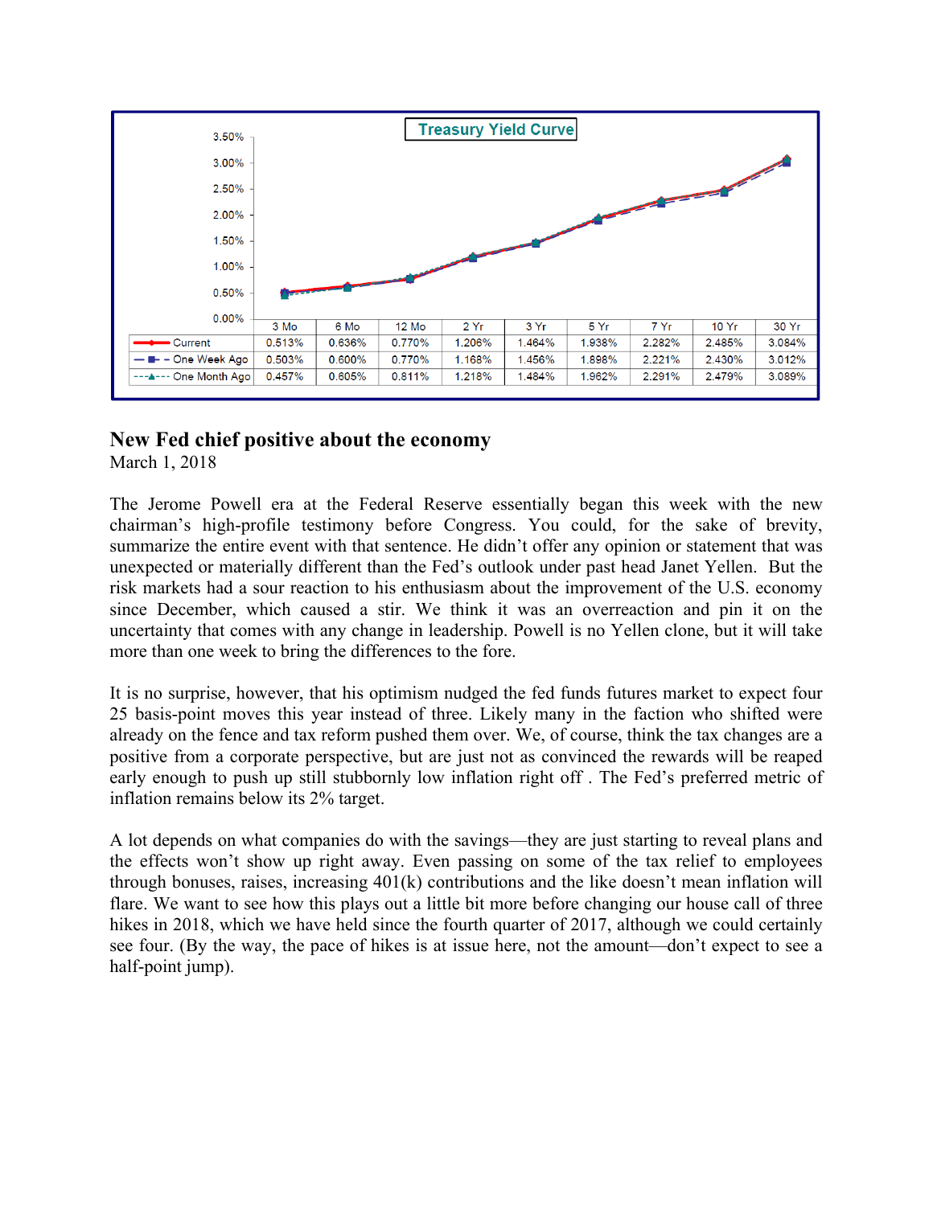**Treasury Yield Curve**

| | 3 Mo | 6 Mo | 12 Mo | 2 Yr | 3 Yr | 5 Yr | 7 Yr | 10 Yr | 30 Yr |
|---|---|---|---|---|---|---|---|---|---|
| Current | 0.513% | 0.636% | 0.770% | 1.206% | 1.464% | 1.938% | 2.282% | 2.485% | 3.084% |
| One Week Ago | 0.503% | 0.600% | 0.770% | 1.168% | 1.456% | 1.898% | 2.221% | 2.430% | 3.012% |
| One Month Ago | 0.457% | 0.605% | 0.811% | 1.218% | 1.484% | 1.962% | 2.291% | 2.479% | 3.089% |

## New Fed chief positive about the economy

March 1, 2018

The Jerome Powell era at the Federal Reserve essentially began this week with the new chairman's high-profile testimony before Congress. You could, for the sake of brevity, summarize the entire event with that sentence. He didn't offer any opinion or statement that was unexpected or materially different than the Fed's outlook under past head Janet Yellen. But the risk markets had a sour reaction to his enthusiasm about the improvement of the U.S. economy since December, which caused a stir. We think it was an overreaction and pin it on the uncertainty that comes with any change in leadership. Powell is no Yellen clone, but it will take more than one week to bring the differences to the fore.

It is no surprise, however, that his optimism nudged the fed funds futures market to expect four 25 basis-point moves this year instead of three. Likely many in the faction who shifted were already on the fence and tax reform pushed them over. We, of course, think the tax changes are a positive from a corporate perspective, but are just not as convinced the rewards will be reaped early enough to push up still stubbornly low inflation right off . The Fed's preferred metric of inflation remains below its 2% target.

A lot depends on what companies do with the savings—they are just starting to reveal plans and the effects won't show up right away. Even passing on some of the tax relief to employees through bonuses, raises, increasing 401(k) contributions and the like doesn't mean inflation will flare. We want to see how this plays out a little bit more before changing our house call of three hikes in 2018, which we have held since the fourth quarter of 2017, although we could certainly see four. (By the way, the pace of hikes is at issue here, not the amount—don't expect to see a half-point jump).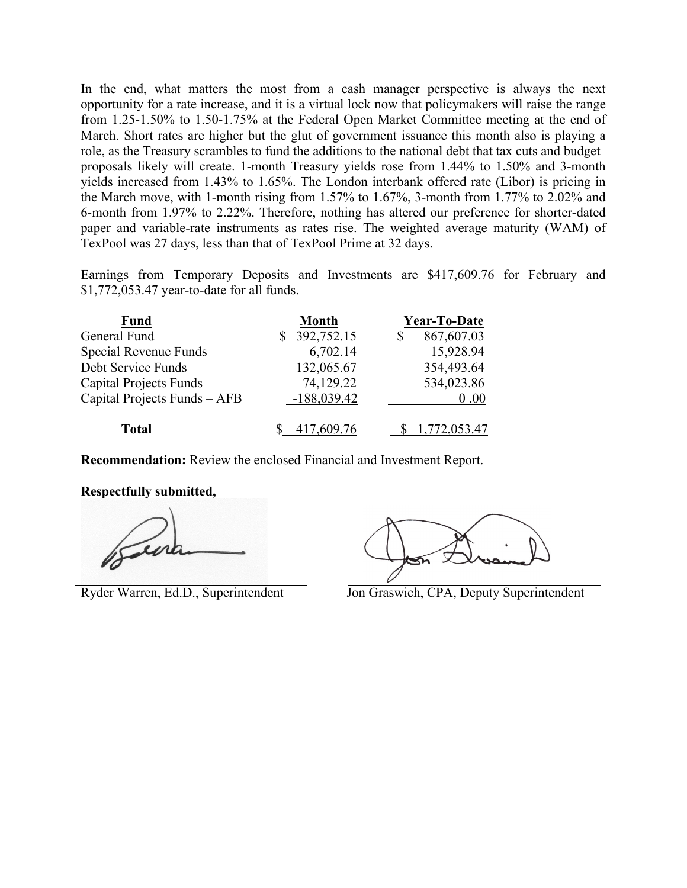In the end, what matters the most from a cash manager perspective is always the next opportunity for a rate increase, and it is a virtual lock now that policymakers will raise the range from 1.25-1.50% to 1.50-1.75% at the Federal Open Market Committee meeting at the end of March. Short rates are higher but the glut of government issuance this month also is playing a role, as the Treasury scrambles to fund the additions to the national debt that tax cuts and budget proposals likely will create. 1-month Treasury yields rose from 1.44% to 1.50% and 3-month yields increased from 1.43% to 1.65%. The London interbank offered rate (Libor) is pricing in the March move, with 1-month rising from 1.57% to 1.67%, 3-month from 1.77% to 2.02% and 6-month from 1.97% to 2.22%. Therefore, nothing has altered our preference for shorter-dated paper and variable-rate instruments as rates rise. The weighted average maturity (WAM) of TexPool was 27 days, less than that of TexPool Prime at 32 days.

Earnings from Temporary Deposits and Investments are $417,609.76 for February and $1,772,053.47 year-to-date for all funds.

| Fund | Month | Year-To-Date |
|---|---|---|
| General Fund | $ 392,752.15 | $ 867,607.03 |
| Special Revenue Funds | 6,702.14 | 15,928.94 |
| Debt Service Funds | 132,065.67 | 354,493.64 |
| Capital Projects Funds | 74,129.22 | 534,023.86 |
| Capital Projects Funds – AFB | -188,039.42 | 0 .00 |
| **Total** | $ 417,609.76 | $ 1,772,053.47 |

**Recommendation:** Review the enclosed Financial and Investment Report.

**Respectfully submitted,**

Ryder Warren, Ed.D., Superintendent

Jon Graswich, CPA, Deputy Superintendent